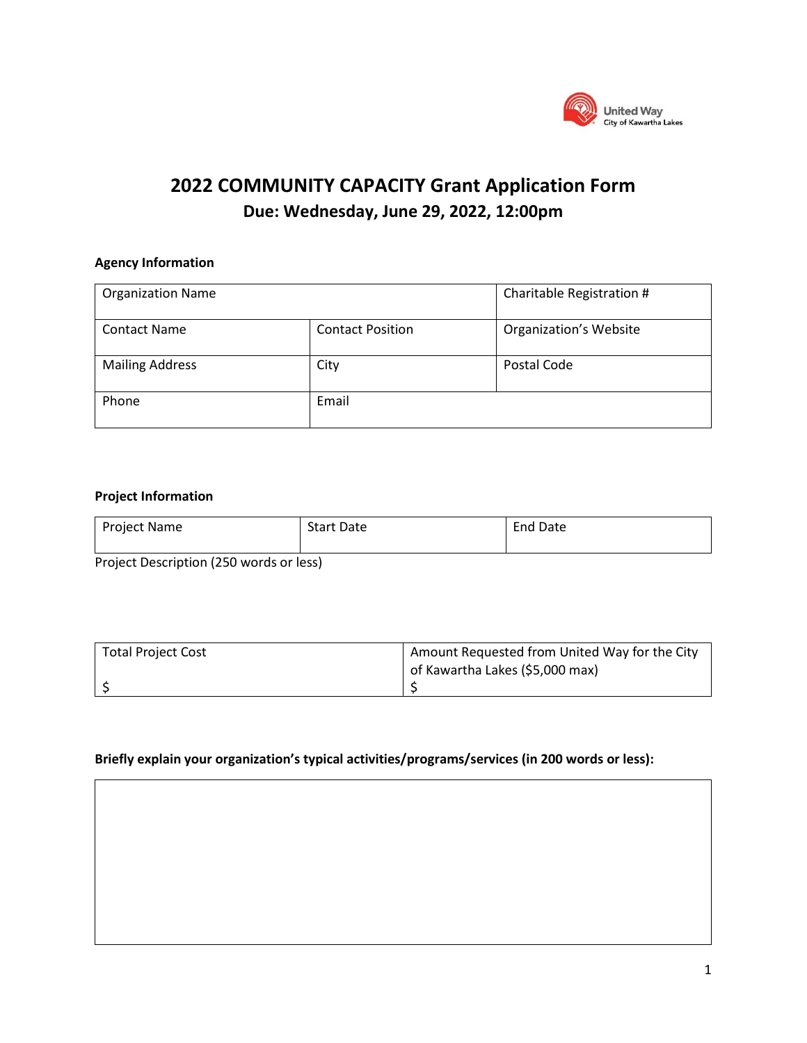United Way
City of Kawartha Lakes

# 2022 COMMUNITY CAPACITY Grant Application Form

## Due: Wednesday, June 29, 2022, 12:00pm

**Agency Information**

| Organization Name | | Charitable Registration # |
|---|---|---|
| Contact Name | Contact Position | Organization's Website |
| Mailing Address | City | Postal Code |
| Phone | Email | |

**Project Information**

| Project Name | Start Date | End Date |
|---|---|---|

Project Description (250 words or less)

| Total Project Cost | Amount Requested from United Way for the City of Kawartha Lakes ($5,000 max) |
|---|---|
| $ | $ |

**Briefly explain your organization's typical activities/programs/services (in 200 words or less):**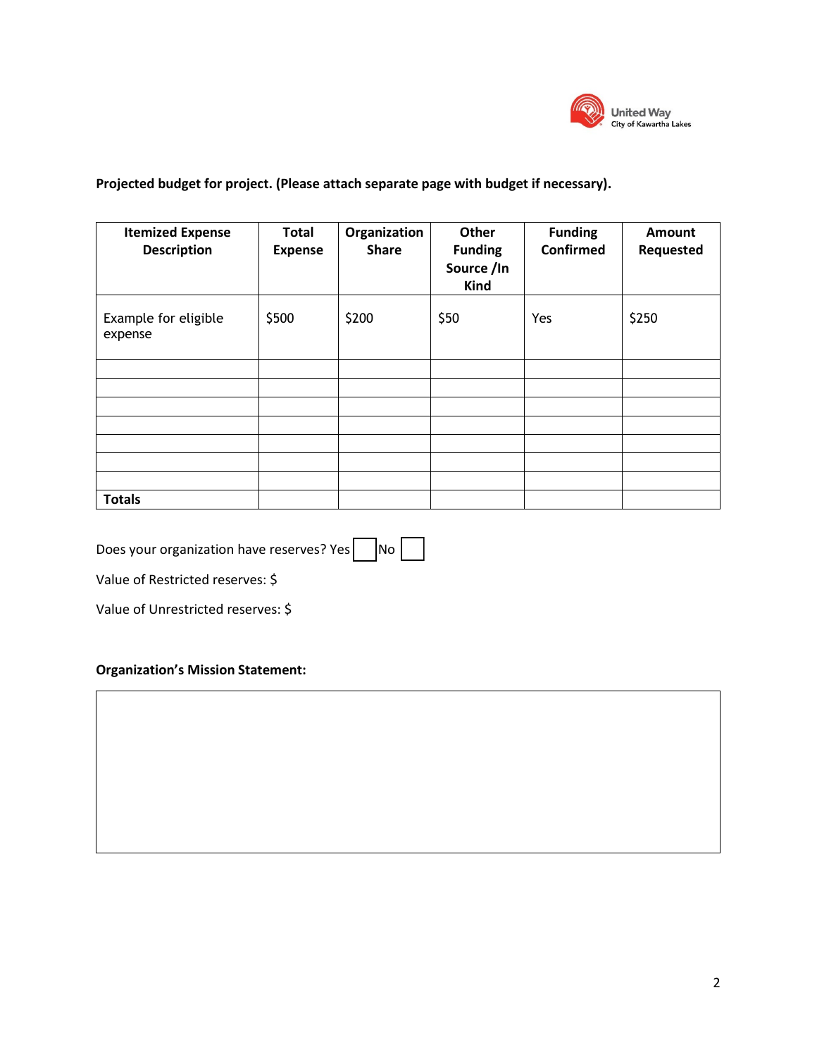**Projected budget for project. (Please attach separate page with budget if necessary).**

| Itemized Expense Description | Total Expense | Organization Share | Other Funding Source /In Kind | Funding Confirmed | Amount Requested |
|---|---|---|---|---|---|
| Example for eligible expense | $500 | $200 | $50 | Yes | $250 |
| | | | | | |
| | | | | | |
| | | | | | |
| | | | | | |
| | | | | | |
| | | | | | |
| | | | | | |
| **Totals** | | | | | |

Does your organization have reserves? Yes ☐ No ☐

Value of Restricted reserves: $

Value of Unrestricted reserves: $

**Organization's Mission Statement:**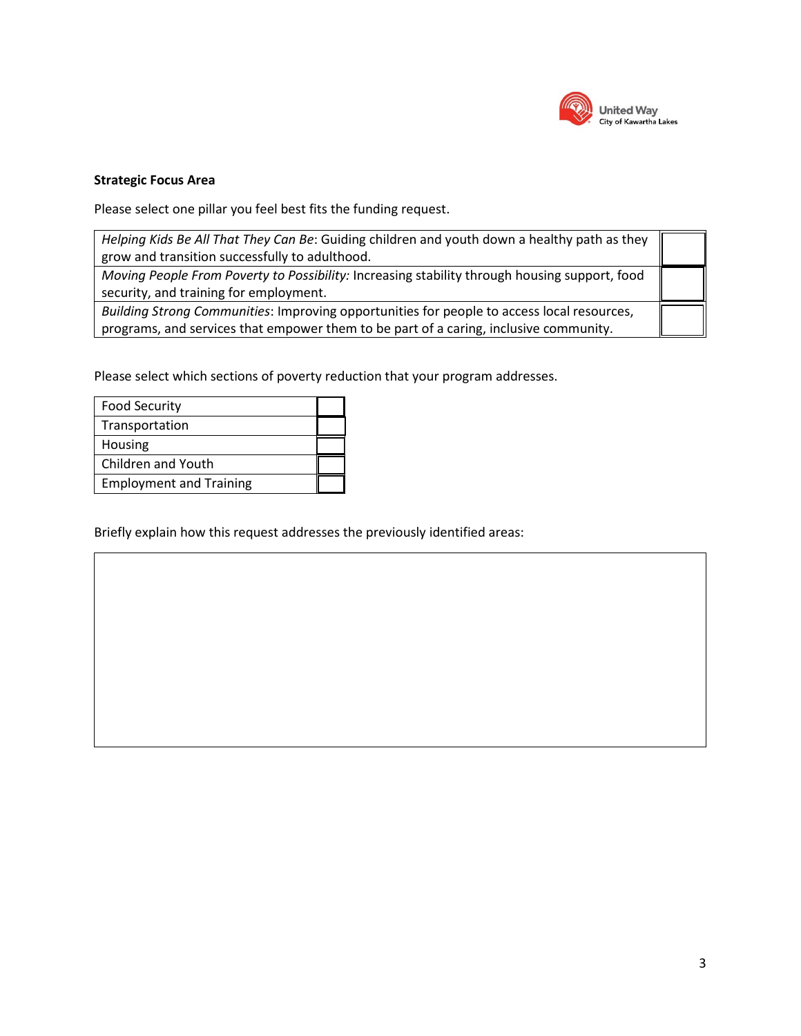**Strategic Focus Area**

Please select one pillar you feel best fits the funding request.

| | |
|---|---|
| *Helping Kids Be All That They Can Be*: Guiding children and youth down a healthy path as they grow and transition successfully to adulthood. | |
| *Moving People From Poverty to Possibility:* Increasing stability through housing support, food security, and training for employment. | |
| *Building Strong Communities*: Improving opportunities for people to access local resources, programs, and services that empower them to be part of a caring, inclusive community. | |

Please select which sections of poverty reduction that your program addresses.

| | |
|---|---|
| Food Security | |
| Transportation | |
| Housing | |
| Children and Youth | |
| Employment and Training | |

Briefly explain how this request addresses the previously identified areas:

| |
|---|
| |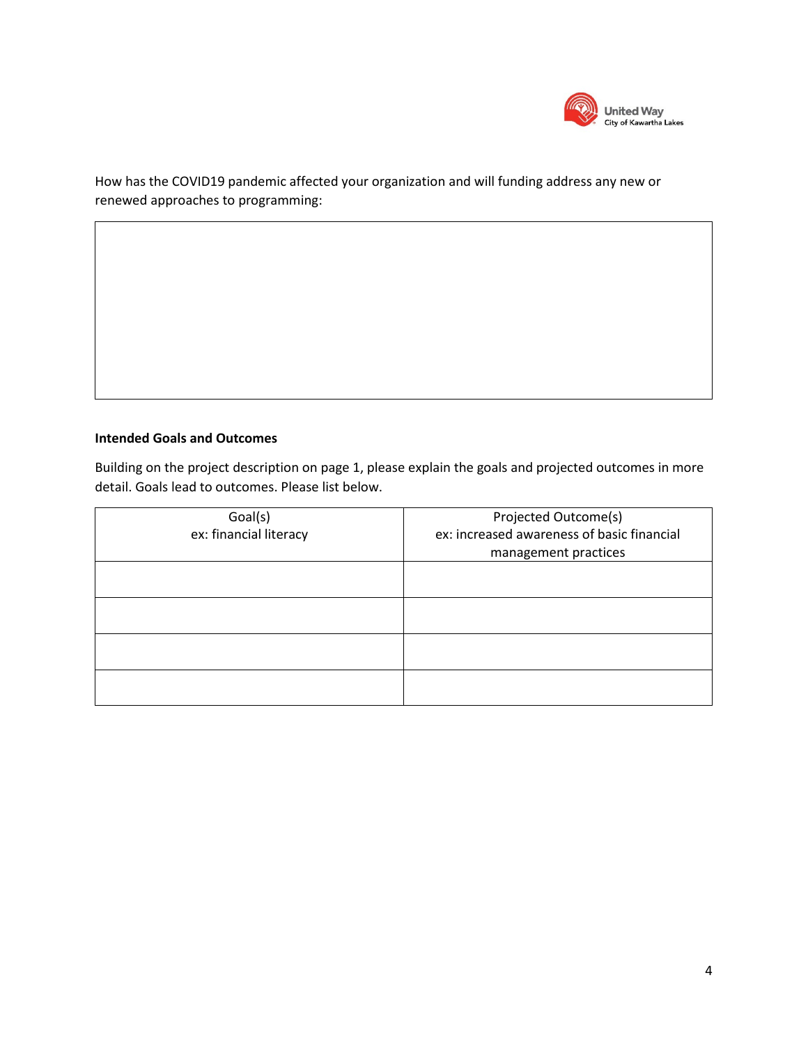How has the COVID19 pandemic affected your organization and will funding address any new or renewed approaches to programming:

|  |
| --- |
|  |

**Intended Goals and Outcomes**

Building on the project description on page 1, please explain the goals and projected outcomes in more detail. Goals lead to outcomes. Please list below.

| Goal(s)<br>ex: financial literacy | Projected Outcome(s)<br>ex: increased awareness of basic financial management practices |
| --- | --- |
|  |  |
|  |  |
|  |  |
|  |  |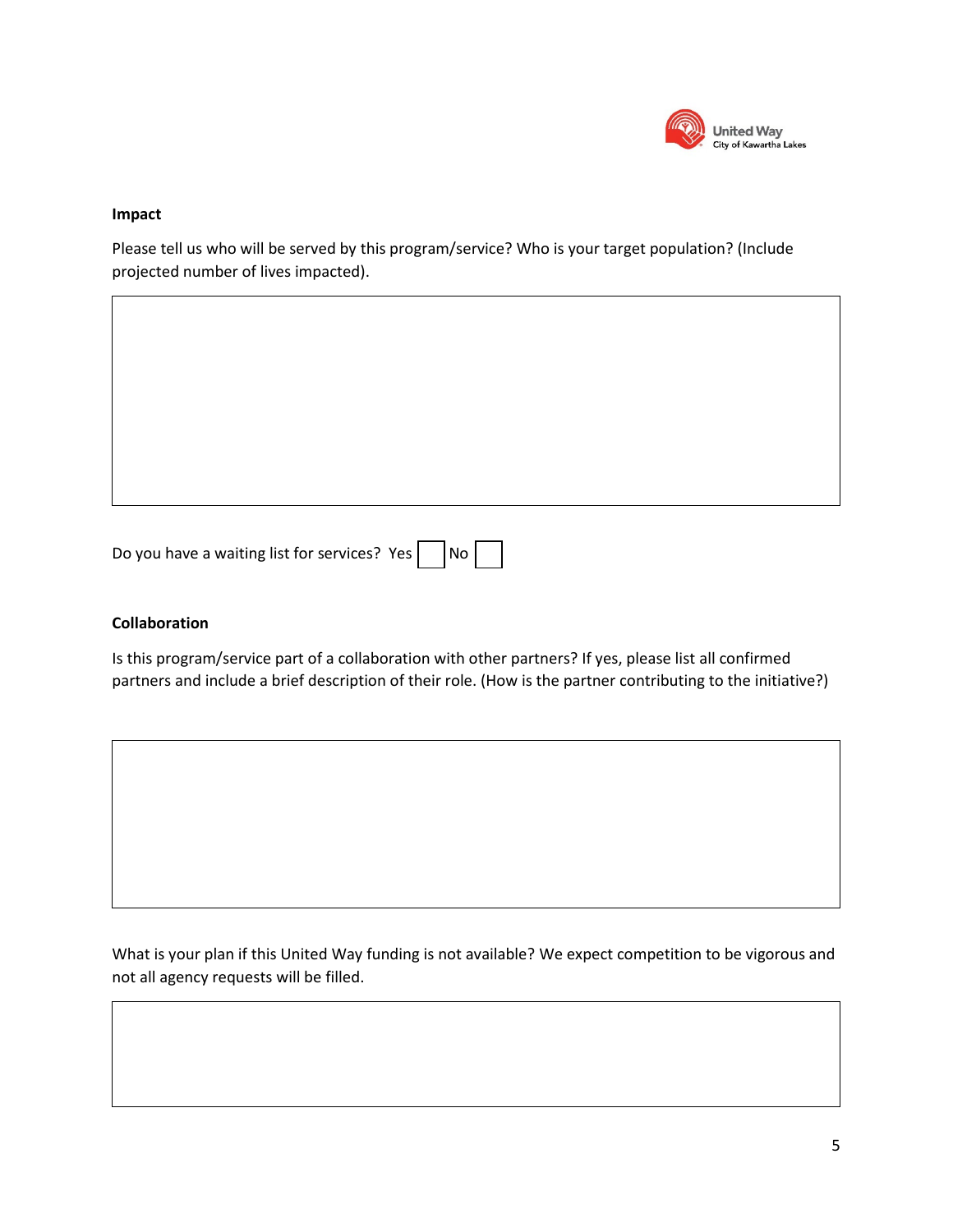### Impact

Please tell us who will be served by this program/service? Who is your target population? (Include projected number of lives impacted).

Do you have a waiting list for services? Yes ☐ No ☐

### Collaboration

Is this program/service part of a collaboration with other partners? If yes, please list all confirmed partners and include a brief description of their role. (How is the partner contributing to the initiative?)

What is your plan if this United Way funding is not available? We expect competition to be vigorous and not all agency requests will be filled.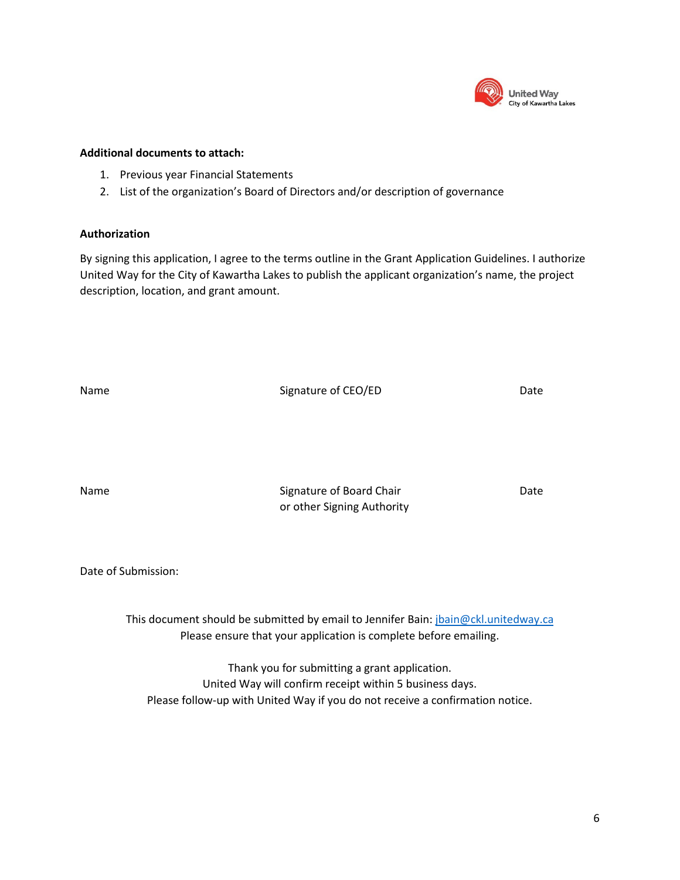**Additional documents to attach:**

1. Previous year Financial Statements
2. List of the organization's Board of Directors and/or description of governance

**Authorization**

By signing this application, I agree to the terms outline in the Grant Application Guidelines. I authorize United Way for the City of Kawartha Lakes to publish the applicant organization's name, the project description, location, and grant amount.

| | | |
|---|---|---|
| Name | Signature of CEO/ED | Date |
| Name | Signature of Board Chair or other Signing Authority | Date |

Date of Submission:

This document should be submitted by email to Jennifer Bain: jbain@ckl.unitedway.ca
Please ensure that your application is complete before emailing.

Thank you for submitting a grant application.
United Way will confirm receipt within 5 business days.
Please follow-up with United Way if you do not receive a confirmation notice.